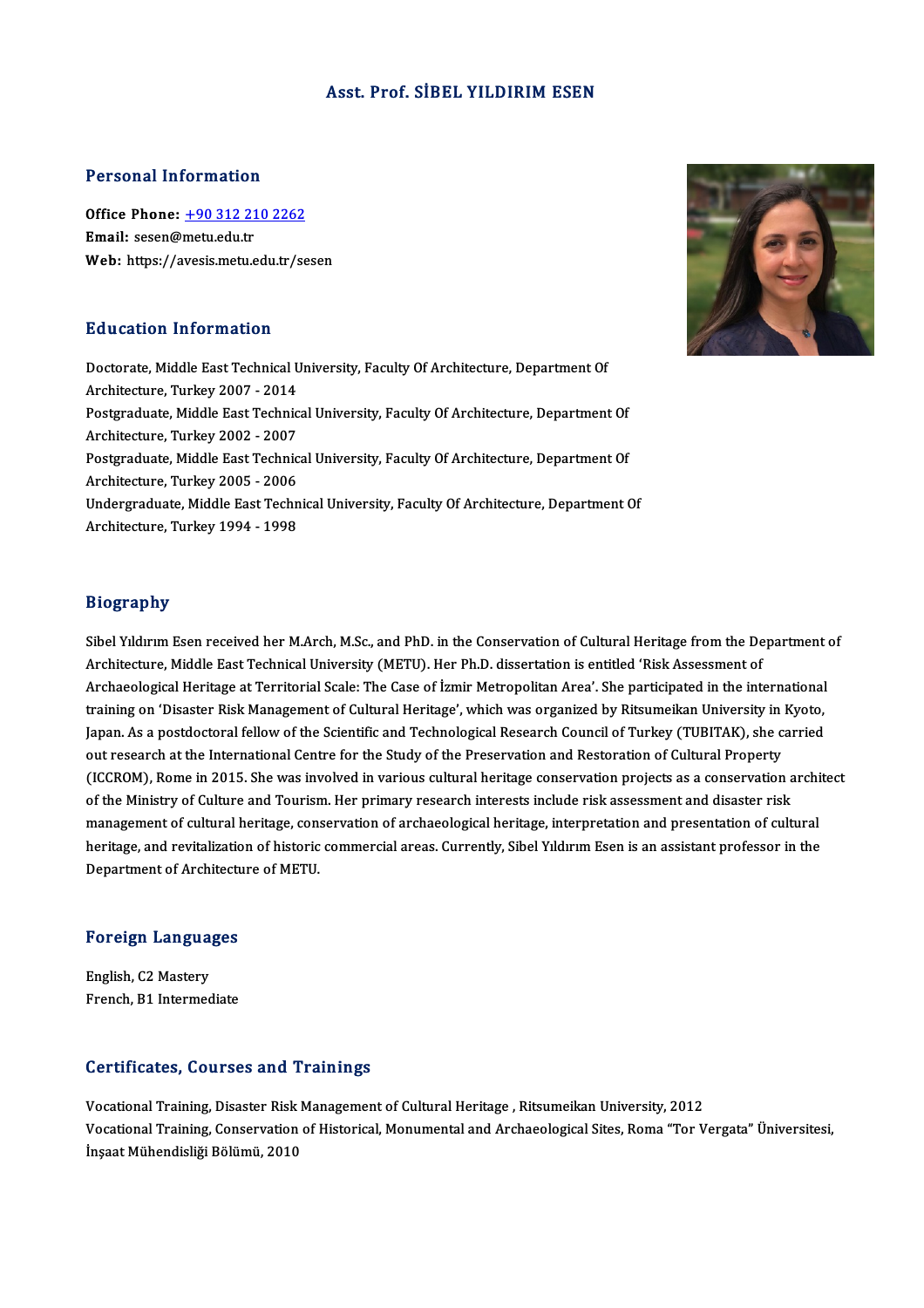# Asst. Prof. SİBEL YILDIRIM ESEN

## Personal Information

**Office Phone:** +90 312 210 2262
**Email:** sesen@metu.edu.tr
**Web:** https://avesis.metu.edu.tr/sesen

## Education Information

Doctorate, Middle East Technical University, Faculty Of Architecture, Department Of Architecture, Turkey 2007 - 2014
Postgraduate, Middle East Technical University, Faculty Of Architecture, Department Of Architecture, Turkey 2002 - 2007
Postgraduate, Middle East Technical University, Faculty Of Architecture, Department Of Architecture, Turkey 2005 - 2006
Undergraduate, Middle East Technical University, Faculty Of Architecture, Department Of Architecture, Turkey 1994 - 1998

## Biography

Sibel Yıldırım Esen received her M.Arch, M.Sc., and PhD. in the Conservation of Cultural Heritage from the Department of Architecture, Middle East Technical University (METU). Her Ph.D. dissertation is entitled 'Risk Assessment of Archaeological Heritage at Territorial Scale: The Case of İzmir Metropolitan Area'. She participated in the international training on 'Disaster Risk Management of Cultural Heritage', which was organized by Ritsumeikan University in Kyoto, Japan. As a postdoctoral fellow of the Scientific and Technological Research Council of Turkey (TUBITAK), she carried out research at the International Centre for the Study of the Preservation and Restoration of Cultural Property (ICCROM), Rome in 2015. She was involved in various cultural heritage conservation projects as a conservation architect of the Ministry of Culture and Tourism. Her primary research interests include risk assessment and disaster risk management of cultural heritage, conservation of archaeological heritage, interpretation and presentation of cultural heritage, and revitalization of historic commercial areas. Currently, Sibel Yıldırım Esen is an assistant professor in the Department of Architecture of METU.

## Foreign Languages

English, C2 Mastery
French, B1 Intermediate

## Certificates, Courses and Trainings

Vocational Training, Disaster Risk Management of Cultural Heritage , Ritsumeikan University, 2012
Vocational Training, Conservation of Historical, Monumental and Archaeological Sites, Roma "Tor Vergata" Üniversitesi, İnşaat Mühendisliği Bölümü, 2010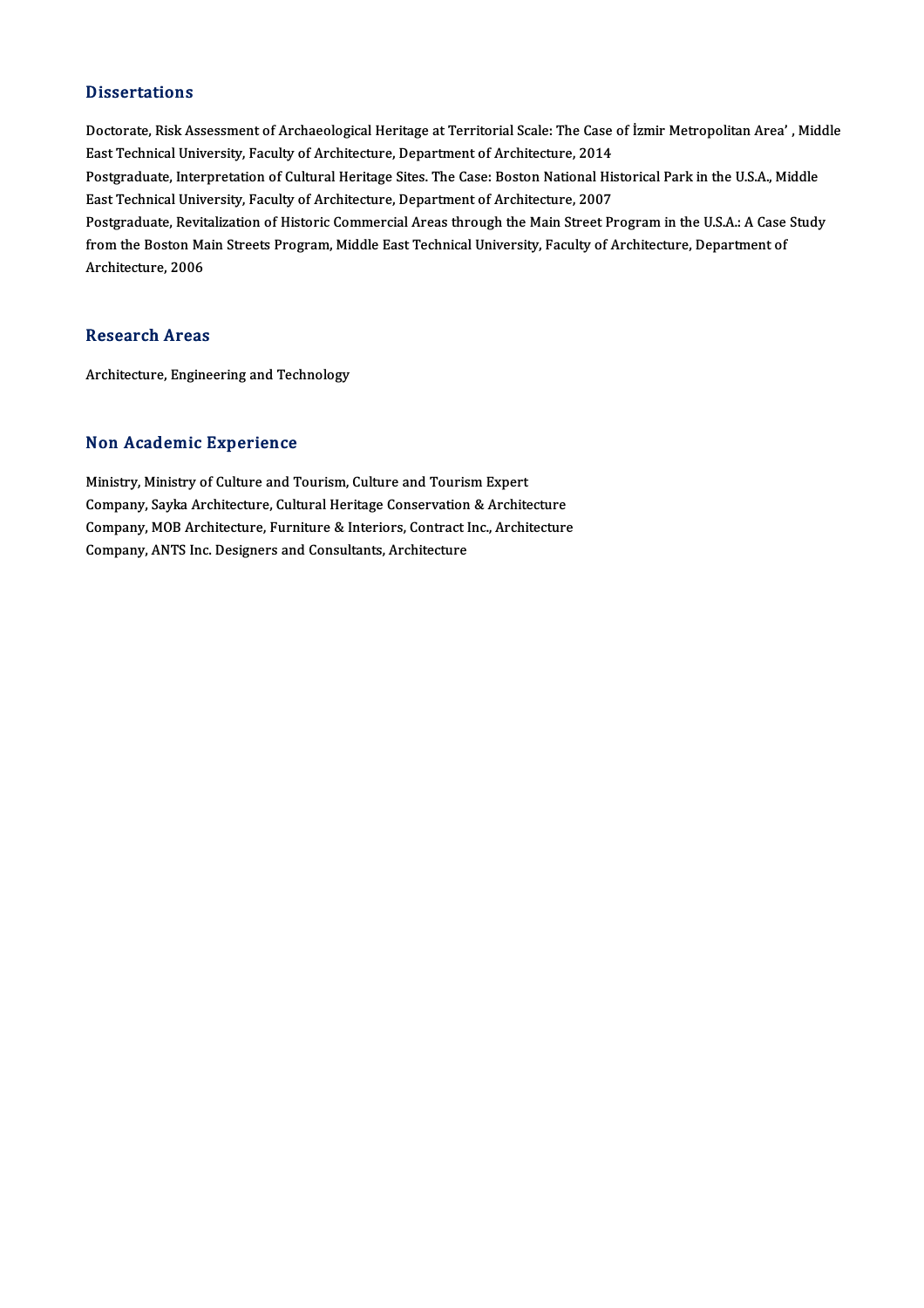## Dissertations

Doctorate, Risk Assessment of Archaeological Heritage at Territorial Scale: The Case of İzmir Metropolitan Area' , Middle East Technical University, Faculty of Architecture, Department of Architecture, 2014
Postgraduate, Interpretation of Cultural Heritage Sites. The Case: Boston National Historical Park in the U.S.A., Middle East Technical University, Faculty of Architecture, Department of Architecture, 2007
Postgraduate, Revitalization of Historic Commercial Areas through the Main Street Program in the U.S.A.: A Case Study from the Boston Main Streets Program, Middle East Technical University, Faculty of Architecture, Department of Architecture, 2006

## Research Areas

Architecture, Engineering and Technology

## Non Academic Experience

Ministry, Ministry of Culture and Tourism, Culture and Tourism Expert
Company, Sayka Architecture, Cultural Heritage Conservation & Architecture
Company, MOB Architecture, Furniture & Interiors, Contract Inc., Architecture
Company, ANTS Inc. Designers and Consultants, Architecture